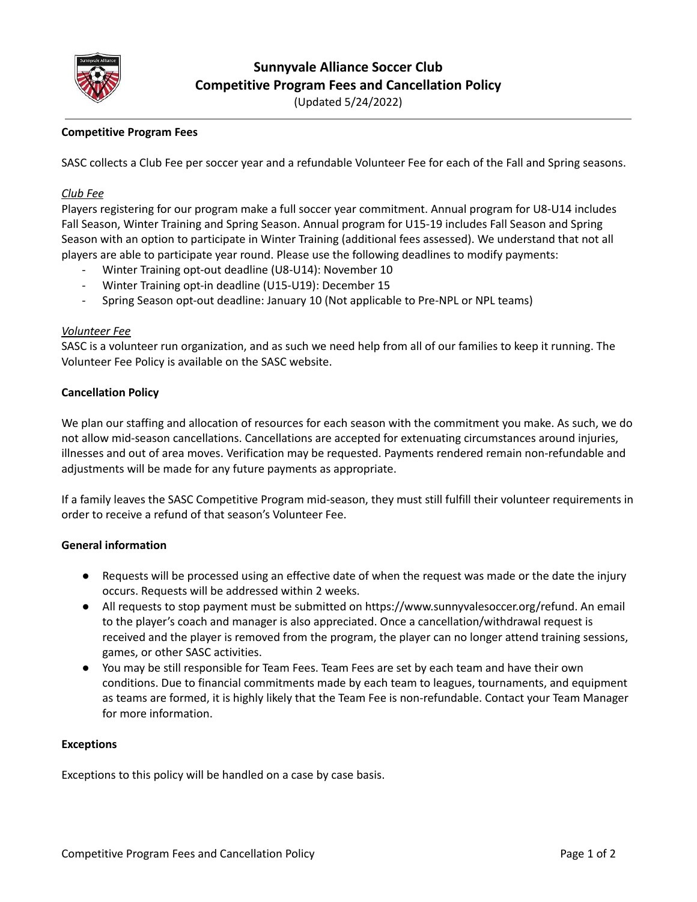# Sunnyvale Alliance Soccer Club
## Competitive Program Fees and Cancellation Policy

(Updated 5/24/2022)

---

**Competitive Program Fees**

SASC collects a Club Fee per soccer year and a refundable Volunteer Fee for each of the Fall and Spring seasons.

*Club Fee*

Players registering for our program make a full soccer year commitment. Annual program for U8-U14 includes Fall Season, Winter Training and Spring Season. Annual program for U15-19 includes Fall Season and Spring Season with an option to participate in Winter Training (additional fees assessed). We understand that not all players are able to participate year round. Please use the following deadlines to modify payments:

- Winter Training opt-out deadline (U8-U14): November 10
- Winter Training opt-in deadline (U15-U19): December 15
- Spring Season opt-out deadline: January 10 (Not applicable to Pre-NPL or NPL teams)

*Volunteer Fee*

SASC is a volunteer run organization, and as such we need help from all of our families to keep it running. The Volunteer Fee Policy is available on the SASC website.

**Cancellation Policy**

We plan our staffing and allocation of resources for each season with the commitment you make. As such, we do not allow mid-season cancellations. Cancellations are accepted for extenuating circumstances around injuries, illnesses and out of area moves. Verification may be requested. Payments rendered remain non-refundable and adjustments will be made for any future payments as appropriate.

If a family leaves the SASC Competitive Program mid-season, they must still fulfill their volunteer requirements in order to receive a refund of that season's Volunteer Fee.

**General information**

- Requests will be processed using an effective date of when the request was made or the date the injury occurs. Requests will be addressed within 2 weeks.
- All requests to stop payment must be submitted on https://www.sunnyvalesoccer.org/refund. An email to the player's coach and manager is also appreciated. Once a cancellation/withdrawal request is received and the player is removed from the program, the player can no longer attend training sessions, games, or other SASC activities.
- You may be still responsible for Team Fees. Team Fees are set by each team and have their own conditions. Due to financial commitments made by each team to leagues, tournaments, and equipment as teams are formed, it is highly likely that the Team Fee is non-refundable. Contact your Team Manager for more information.

**Exceptions**

Exceptions to this policy will be handled on a case by case basis.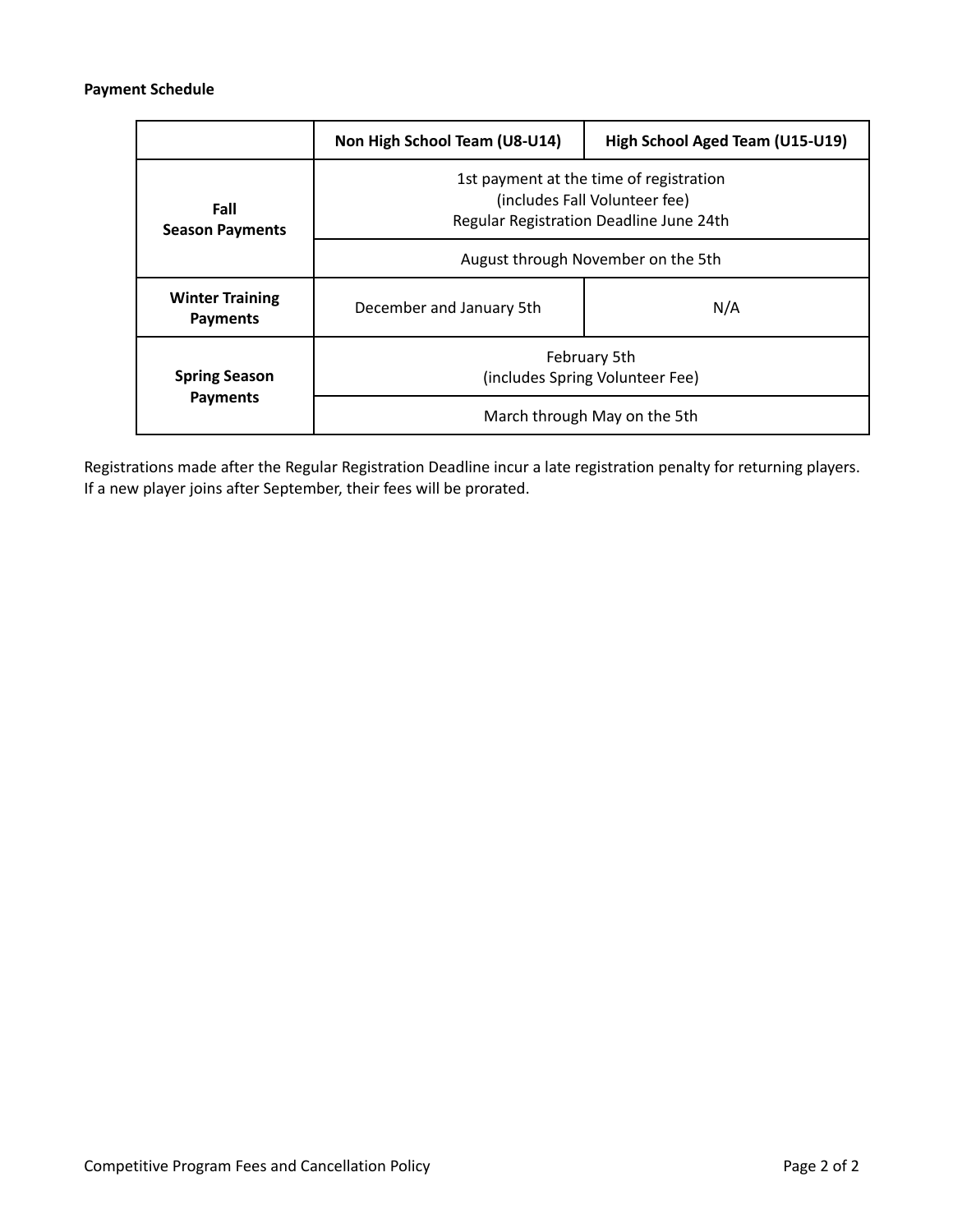**Payment Schedule**

| | Non High School Team (U8-U14) | High School Aged Team (U15-U19) |
|---|---|---|
| **Fall Season Payments** | 1st payment at the time of registration (includes Fall Volunteer fee) Regular Registration Deadline June 24th | |
| | August through November on the 5th | |
| **Winter Training Payments** | December and January 5th | N/A |
| **Spring Season Payments** | February 5th (includes Spring Volunteer Fee) | |
| | March through May on the 5th | |

Registrations made after the Regular Registration Deadline incur a late registration penalty for returning players. If a new player joins after September, their fees will be prorated.